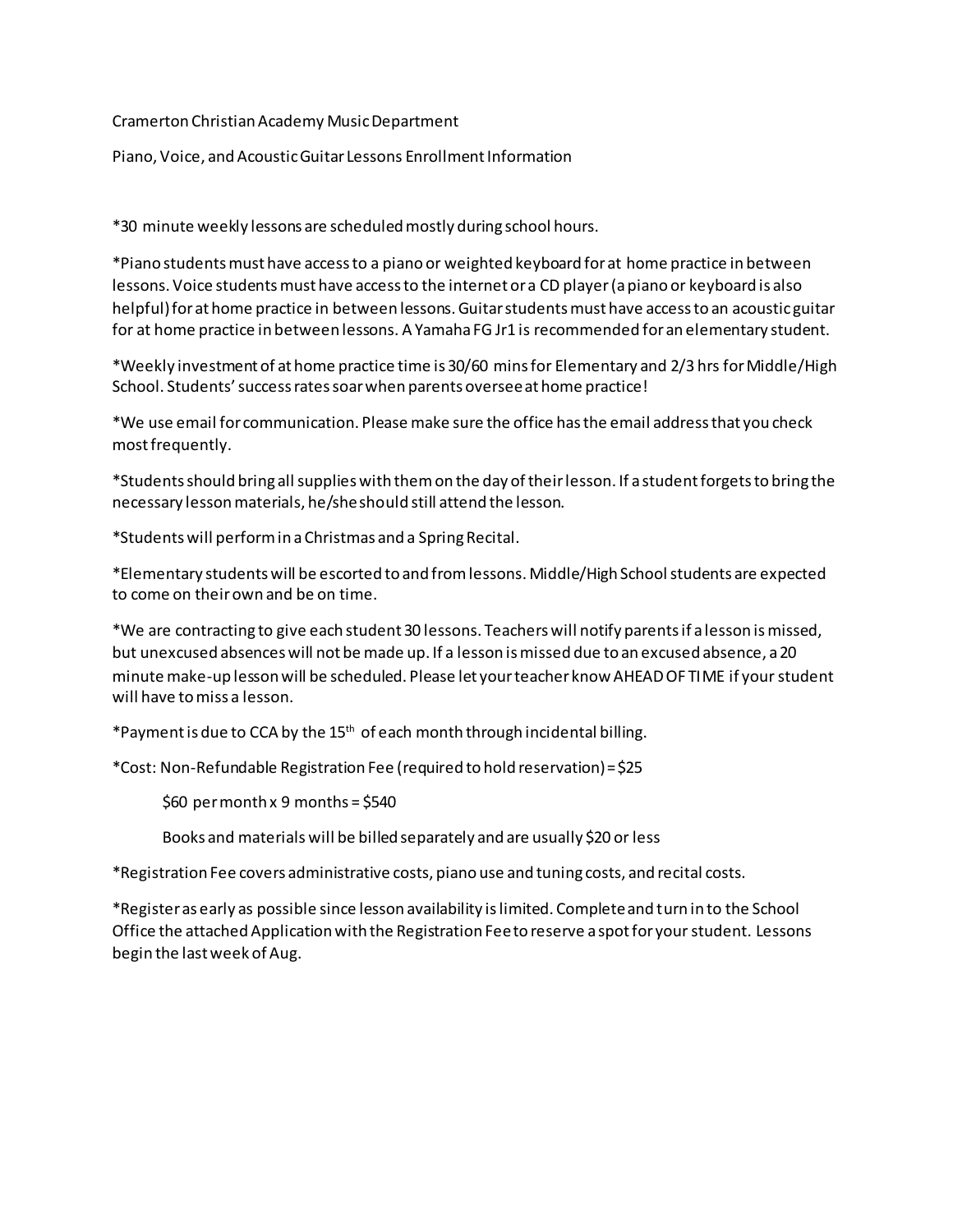Cramerton Christian Academy Music Department

Piano, Voice, and Acoustic Guitar Lessons Enrollment Information

*30 minute weekly lessons are scheduled mostly during school hours.

*Piano students must have access to a piano or weighted keyboard for at home practice in between lessons. Voice students must have access to the internet or a CD player (a piano or keyboard is also helpful) for at home practice in between lessons. Guitar students must have access to an acoustic guitar for at home practice in between lessons. A Yamaha FG Jr1 is recommended for an elementary student.

*Weekly investment of at home practice time is 30/60 mins for Elementary and 2/3 hrs for Middle/High School. Students' success rates soar when parents oversee at home practice!

*We use email for communication. Please make sure the office has the email address that you check most frequently.

*Students should bring all supplies with them on the day of their lesson. If a student forgets to bring the necessary lesson materials, he/she should still attend the lesson.

*Students will perform in a Christmas and a Spring Recital.

*Elementary students will be escorted to and from lessons. Middle/High School students are expected to come on their own and be on time.

*We are contracting to give each student 30 lessons. Teachers will notify parents if a lesson is missed, but unexcused absences will not be made up. If a lesson is missed due to an excused absence, a 20 minute make-up lesson will be scheduled. Please let your teacher know AHEAD OF TIME if your student will have to miss a lesson.

*Payment is due to CCA by the 15th of each month through incidental billing.

*Cost: Non-Refundable Registration Fee (required to hold reservation) = $25

$60 per month x 9 months = $540

Books and materials will be billed separately and are usually $20 or less

*Registration Fee covers administrative costs, piano use and tuning costs, and recital costs.

*Register as early as possible since lesson availability is limited. Complete and turn in to the School Office the attached Application with the Registration Fee to reserve a spot for your student. Lessons begin the last week of Aug.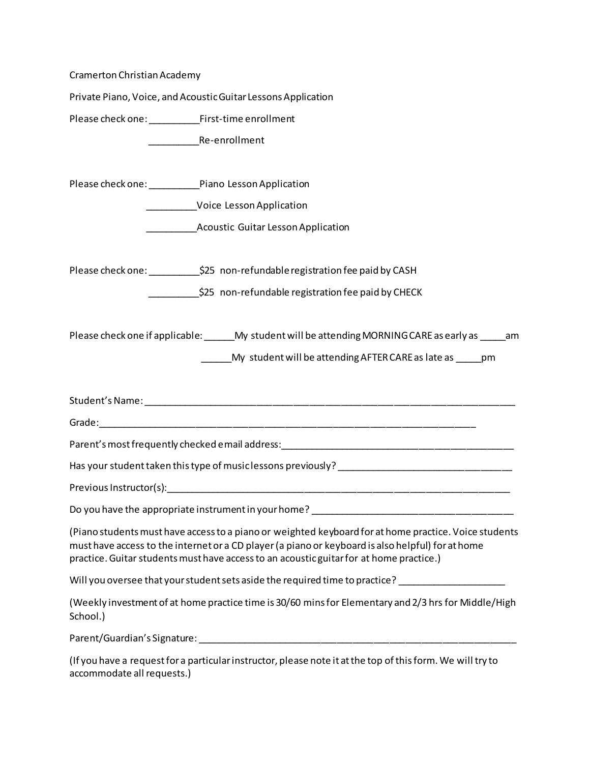Cramerton Christian Academy

Private Piano, Voice, and Acoustic Guitar Lessons Application

Please check one: __________First-time enrollment

__________Re-enrollment

Please check one: __________Piano Lesson Application

__________Voice Lesson Application

__________Acoustic Guitar Lesson Application

Please check one: __________$25 non-refundable registration fee paid by CASH

__________$25 non-refundable registration fee paid by CHECK

Please check one if applicable: ______My student will be attending MORNING CARE as early as _____am

______My student will be attending AFTER CARE as late as _____pm

Student's Name: ___________________________________________________________________________

Grade:___________________________________________________________________________

Parent's most frequently checked email address:_______________________________________________

Has your student taken this type of music lessons previously? ___________________________________

Previous Instructor(s):_________________________________________________________________________

Do you have the appropriate instrument in your home? _________________________________________

(Piano students must have access to a piano or weighted keyboard for at home practice. Voice students must have access to the internet or a CD player (a piano or keyboard is also helpful) for at home practice. Guitar students must have access to an acoustic guitar for at home practice.)

Will you oversee that your student sets aside the required time to practice? ____________________

(Weekly investment of at home practice time is 30/60 mins for Elementary and 2/3 hrs for Middle/High School.)

Parent/Guardian's Signature: _________________________________________________________________

(If you have a request for a particular instructor, please note it at the top of this form. We will try to accommodate all requests.)